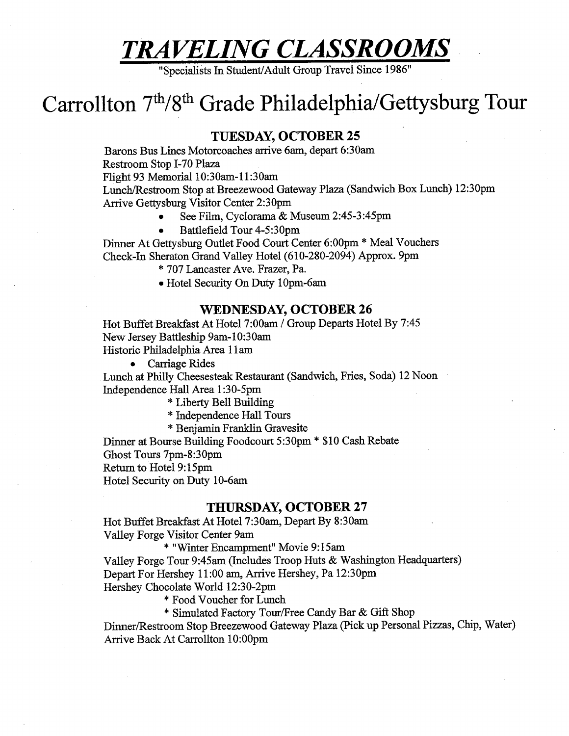# ***TRAVELING CLASSROOMS***

"Specialists In Student/Adult Group Travel Since 1986"

# Carrollton 7th/8th Grade Philadelphia/Gettysburg Tour

### TUESDAY, OCTOBER 25

Barons Bus Lines Motorcoaches arrive 6am, depart 6:30am
Restroom Stop I-70 Plaza
Flight 93 Memorial 10:30am-11:30am
Lunch/Restroom Stop at Breezewood Gateway Plaza (Sandwich Box Lunch) 12:30pm
Arrive Gettysburg Visitor Center 2:30pm

- See Film, Cyclorama & Museum 2:45-3:45pm
- Battlefield Tour 4-5:30pm

Dinner At Gettysburg Outlet Food Court Center 6:00pm * Meal Vouchers
Check-In Sheraton Grand Valley Hotel (610-280-2094) Approx. 9pm

* 707 Lancaster Ave. Frazer, Pa.
• Hotel Security On Duty 10pm-6am

### WEDNESDAY, OCTOBER 26

Hot Buffet Breakfast At Hotel 7:00am / Group Departs Hotel By 7:45
New Jersey Battleship 9am-10:30am
Historic Philadelphia Area 11am

- Carriage Rides

Lunch at Philly Cheesesteak Restaurant (Sandwich, Fries, Soda) 12 Noon
Independence Hall Area 1:30-5pm

* Liberty Bell Building
* Independence Hall Tours
* Benjamin Franklin Gravesite

Dinner at Bourse Building Foodcourt 5:30pm * $10 Cash Rebate
Ghost Tours 7pm-8:30pm
Return to Hotel 9:15pm
Hotel Security on Duty 10-6am

### THURSDAY, OCTOBER 27

Hot Buffet Breakfast At Hotel 7:30am, Depart By 8:30am
Valley Forge Visitor Center 9am

* "Winter Encampment" Movie 9:15am

Valley Forge Tour 9:45am (Includes Troop Huts & Washington Headquarters)
Depart For Hershey 11:00 am, Arrive Hershey, Pa 12:30pm
Hershey Chocolate World 12:30-2pm

* Food Voucher for Lunch
* Simulated Factory Tour/Free Candy Bar & Gift Shop

Dinner/Restroom Stop Breezewood Gateway Plaza (Pick up Personal Pizzas, Chip, Water)
Arrive Back At Carrollton 10:00pm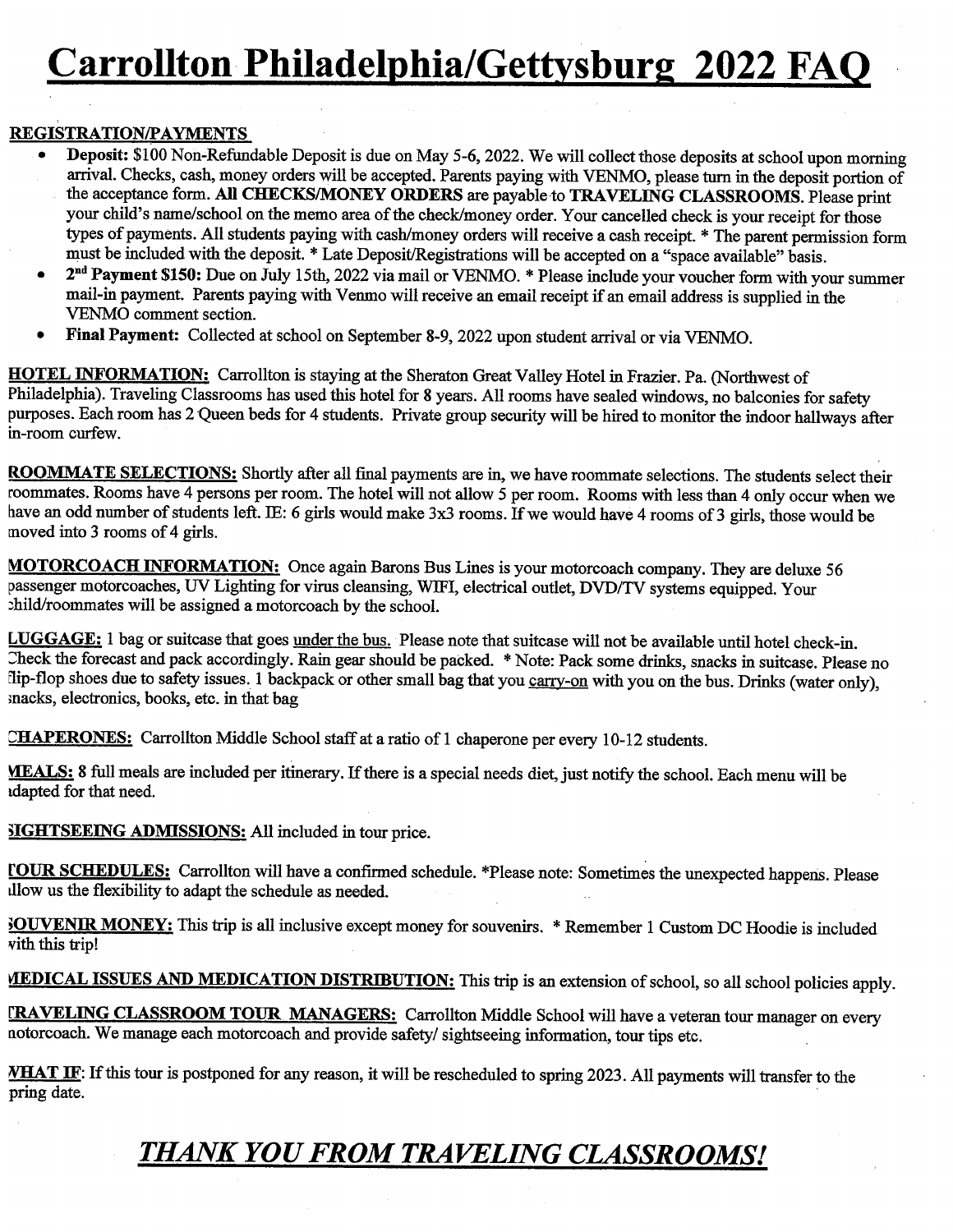# Carrollton Philadelphia/Gettysburg 2022 FAQ

**REGISTRATION/PAYMENTS**

- **Deposit:** $100 Non-Refundable Deposit is due on May 5-6, 2022. We will collect those deposits at school upon morning arrival. Checks, cash, money orders will be accepted. Parents paying with VENMO, please turn in the deposit portion of the acceptance form. **All CHECKS/MONEY ORDERS** are payable to **TRAVELING CLASSROOMS**. Please print your child's name/school on the memo area of the check/money order. Your cancelled check is your receipt for those types of payments. All students paying with cash/money orders will receive a cash receipt. * The parent permission form must be included with the deposit. * Late Deposit/Registrations will be accepted on a "space available" basis.
- **2nd Payment $150:** Due on July 15th, 2022 via mail or VENMO. * Please include your voucher form with your summer mail-in payment. Parents paying with Venmo will receive an email receipt if an email address is supplied in the VENMO comment section.
- **Final Payment:** Collected at school on September 8-9, 2022 upon student arrival or via VENMO.

**HOTEL INFORMATION:** Carrollton is staying at the Sheraton Great Valley Hotel in Frazier. Pa. (Northwest of Philadelphia). Traveling Classrooms has used this hotel for 8 years. All rooms have sealed windows, no balconies for safety purposes. Each room has 2 Queen beds for 4 students. Private group security will be hired to monitor the indoor hallways after in-room curfew.

**ROOMMATE SELECTIONS:** Shortly after all final payments are in, we have roommate selections. The students select their roommates. Rooms have 4 persons per room. The hotel will not allow 5 per room. Rooms with less than 4 only occur when we have an odd number of students left. IE: 6 girls would make 3x3 rooms. If we would have 4 rooms of 3 girls, those would be moved into 3 rooms of 4 girls.

**MOTORCOACH INFORMATION:** Once again Barons Bus Lines is your motorcoach company. They are deluxe 56 passenger motorcoaches, UV Lighting for virus cleansing, WIFI, electrical outlet, DVD/TV systems equipped. Your child/roommates will be assigned a motorcoach by the school.

**LUGGAGE:** 1 bag or suitcase that goes under the bus. Please note that suitcase will not be available until hotel check-in. Check the forecast and pack accordingly. Rain gear should be packed. * Note: Pack some drinks, snacks in suitcase. Please no flip-flop shoes due to safety issues. 1 backpack or other small bag that you carry-on with you on the bus. Drinks (water only), snacks, electronics, books, etc. in that bag

**CHAPERONES:** Carrollton Middle School staff at a ratio of 1 chaperone per every 10-12 students.

**MEALS:** 8 full meals are included per itinerary. If there is a special needs diet, just notify the school. Each menu will be adapted for that need.

**SIGHTSEEING ADMISSIONS:** All included in tour price.

**TOUR SCHEDULES:** Carrollton will have a confirmed schedule. *Please note: Sometimes the unexpected happens. Please allow us the flexibility to adapt the schedule as needed.

**SOUVENIR MONEY:** This trip is all inclusive except money for souvenirs. * Remember 1 Custom DC Hoodie is included with this trip!

**MEDICAL ISSUES AND MEDICATION DISTRIBUTION:** This trip is an extension of school, so all school policies apply.

**TRAVELING CLASSROOM TOUR MANAGERS:** Carrollton Middle School will have a veteran tour manager on every motorcoach. We manage each motorcoach and provide safety/ sightseeing information, tour tips etc.

**WHAT IF:** If this tour is postponed for any reason, it will be rescheduled to spring 2023. All payments will transfer to the spring date.

## ***THANK YOU FROM TRAVELING CLASSROOMS!***